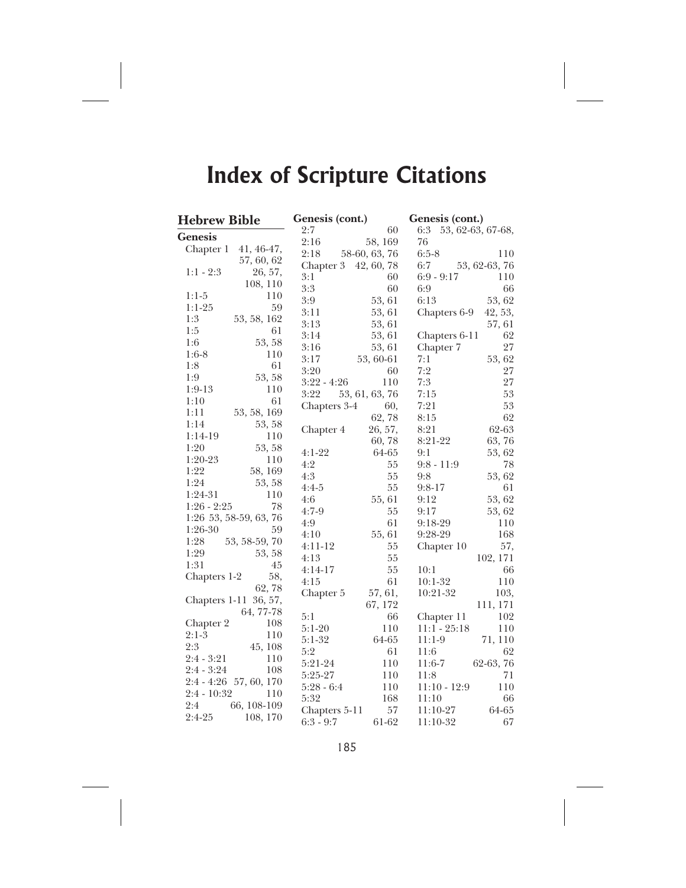# Index of Scripture Citations

## Hebrew Bible

### Genesis

Chapter 1 41, 46-47, 57, 60, 62
1:1 - 2:3 26, 57, 108, 110
1:1-5 110
1:1-25 59
1:3 53, 58, 162
1:5 61
1:6 53, 58
1:6-8 110
1:8 61
1:9 53, 58
1:9-13 110
1:10 61
1:11 53, 58, 169
1:14 53, 58
1:14-19 110
1:20 53, 58
1:20-23 110
1:22 58, 169
1:24 53, 58
1:24-31 110
1:26 - 2:25 78
1:26 53, 58-59, 63, 76
1:26-30 59
1:28 53, 58-59, 70
1:29 53, 58
1:31 45
Chapters 1-2 58, 62, 78
Chapters 1-11 36, 57, 64, 77-78
Chapter 2 108
2:1-3 110
2:3 45, 108
2:4 - 3:21 110
2:4 - 3:24 108
2:4 - 4:26 57, 60, 170
2:4 - 10:32 110
2:4 66, 108-109
2:4-25 108, 170

**Genesis (cont.)**

2:7 60
2:16 58, 169
2:18 58-60, 63, 76
Chapter 3 42, 60, 78
3:1 60
3:3 60
3:9 53, 61
3:11 53, 61
3:13 53, 61
3:14 53, 61
3:16 53, 61
3:17 53, 60-61
3:20 60
3:22 - 4:26 110
3:22 53, 61, 63, 76
Chapters 3-4 60, 62, 78
Chapter 4 26, 57, 60, 78
4:1-22 64-65
4:2 55
4:3 55
4:4-5 55
4:6 55, 61
4:7-9 55
4:9 61
4:10 55, 61
4:11-12 55
4:13 55
4:14-17 55
4:15 61
Chapter 5 57, 61, 67, 172
5:1 66
5:1-20 110
5:1-32 64-65
5:2 61
5:21-24 110
5:25-27 110
5:28 - 6:4 110
5:32 168
Chapters 5-11 57
6:3 - 9:7 61-62

**Genesis (cont.)**

6:3 53, 62-63, 67-68, 76
6:5-8 110
6:7 53, 62-63, 76
6:9 - 9:17 110
6:9 66
6:13 53, 62
Chapters 6-9 42, 53, 57, 61
Chapters 6-11 62
Chapter 7 27
7:1 53, 62
7:2 27
7:3 27
7:15 53
7:21 53
8:15 62
8:21 62-63
8:21-22 63, 76
9:1 53, 62
9:8 - 11:9 78
9:8 53, 62
9:8-17 61
9:12 53, 62
9:17 53, 62
9:18-29 110
9:28-29 168
Chapter 10 57, 102, 171
10:1 66
10:1-32 110
10:21-32 103, 111, 171
Chapter 11 102
11:1 - 25:18 110
11:1-9 71, 110
11:6 62
11:6-7 62-63, 76
11:8 71
11:10 - 12:9 110
11:10 66
11:10-27 64-65
11:10-32 67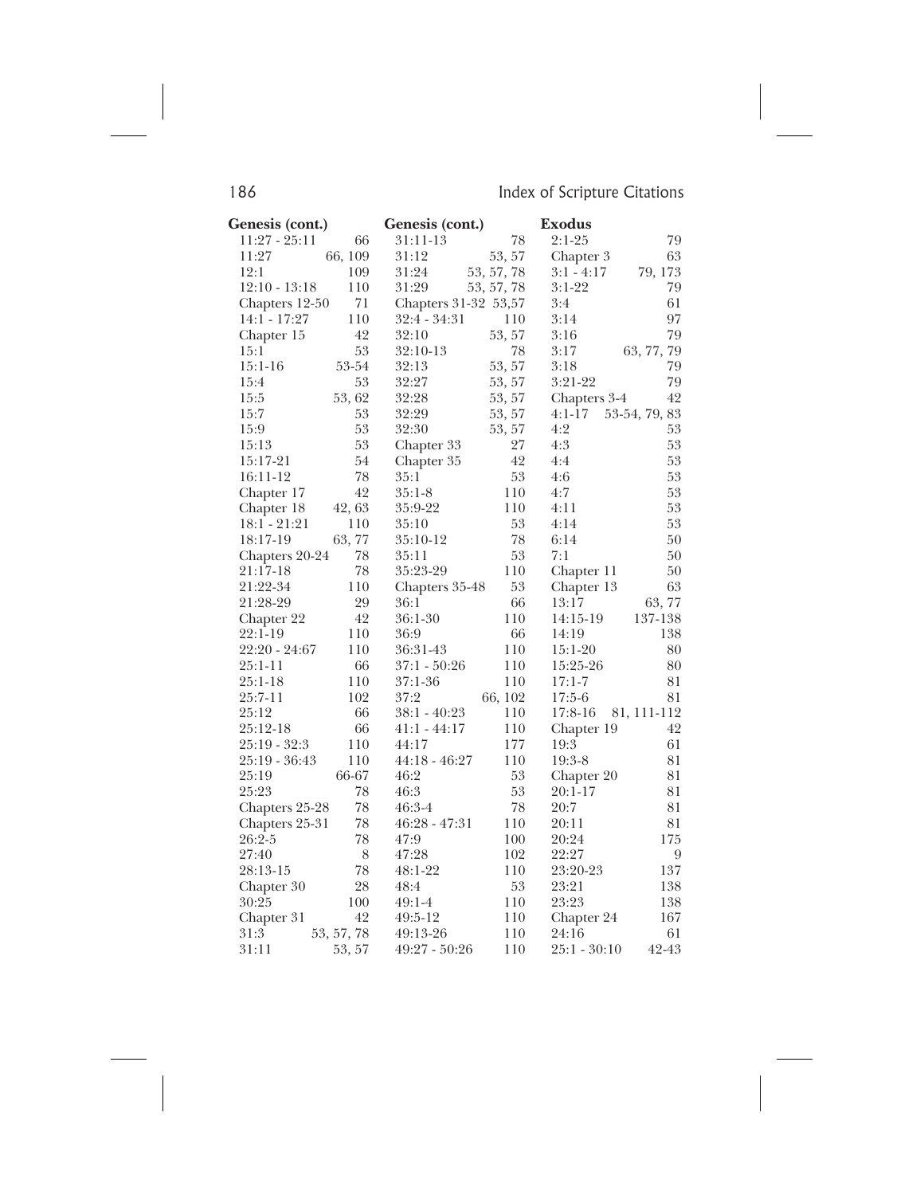# Index of Scripture Citations

**Genesis (cont.)**

| | |
|---|---|
| 11:27 - 25:11 | 66 |
| 11:27 | 66, 109 |
| 12:1 | 109 |
| 12:10 - 13:18 | 110 |
| Chapters 12-50 | 71 |
| 14:1 - 17:27 | 110 |
| Chapter 15 | 42 |
| 15:1 | 53 |
| 15:1-16 | 53-54 |
| 15:4 | 53 |
| 15:5 | 53, 62 |
| 15:7 | 53 |
| 15:9 | 53 |
| 15:13 | 53 |
| 15:17-21 | 54 |
| 16:11-12 | 78 |
| Chapter 17 | 42 |
| Chapter 18 | 42, 63 |
| 18:1 - 21:21 | 110 |
| 18:17-19 | 63, 77 |
| Chapters 20-24 | 78 |
| 21:17-18 | 78 |
| 21:22-34 | 110 |
| 21:28-29 | 29 |
| Chapter 22 | 42 |
| 22:1-19 | 110 |
| 22:20 - 24:67 | 110 |
| 25:1-11 | 66 |
| 25:1-18 | 110 |
| 25:7-11 | 102 |
| 25:12 | 66 |
| 25:12-18 | 66 |
| 25:19 - 32:3 | 110 |
| 25:19 - 36:43 | 110 |
| 25:19 | 66-67 |
| 25:23 | 78 |
| Chapters 25-28 | 78 |
| Chapters 25-31 | 78 |
| 26:2-5 | 78 |
| 27:40 | 8 |
| 28:13-15 | 78 |
| Chapter 30 | 28 |
| 30:25 | 100 |
| Chapter 31 | 42 |
| 31:3 | 53, 57, 78 |
| 31:11 | 53, 57 |

**Genesis (cont.)**

| | |
|---|---|
| 31:11-13 | 78 |
| 31:12 | 53, 57 |
| 31:24 | 53, 57, 78 |
| 31:29 | 53, 57, 78 |
| Chapters 31-32 | 53,57 |
| 32:4 - 34:31 | 110 |
| 32:10 | 53, 57 |
| 32:10-13 | 78 |
| 32:13 | 53, 57 |
| 32:27 | 53, 57 |
| 32:28 | 53, 57 |
| 32:29 | 53, 57 |
| 32:30 | 53, 57 |
| Chapter 33 | 27 |
| Chapter 35 | 42 |
| 35:1 | 53 |
| 35:1-8 | 110 |
| 35:9-22 | 110 |
| 35:10 | 53 |
| 35:10-12 | 78 |
| 35:11 | 53 |
| 35:23-29 | 110 |
| Chapters 35-48 | 53 |
| 36:1 | 66 |
| 36:1-30 | 110 |
| 36:9 | 66 |
| 36:31-43 | 110 |
| 37:1 - 50:26 | 110 |
| 37:1-36 | 110 |
| 37:2 | 66, 102 |
| 38:1 - 40:23 | 110 |
| 41:1 - 44:17 | 110 |
| 44:17 | 177 |
| 44:18 - 46:27 | 110 |
| 46:2 | 53 |
| 46:3 | 53 |
| 46:3-4 | 78 |
| 46:28 - 47:31 | 110 |
| 47:9 | 100 |
| 47:28 | 102 |
| 48:1-22 | 110 |
| 48:4 | 53 |
| 49:1-4 | 110 |
| 49:5-12 | 110 |
| 49:13-26 | 110 |
| 49:27 - 50:26 | 110 |

**Exodus**

| | |
|---|---|
| 2:1-25 | 79 |
| Chapter 3 | 63 |
| 3:1 - 4:17 | 79, 173 |
| 3:1-22 | 79 |
| 3:4 | 61 |
| 3:14 | 97 |
| 3:16 | 79 |
| 3:17 | 63, 77, 79 |
| 3:18 | 79 |
| 3:21-22 | 79 |
| Chapters 3-4 | 42 |
| 4:1-17 | 53-54, 79, 83 |
| 4:2 | 53 |
| 4:3 | 53 |
| 4:4 | 53 |
| 4:6 | 53 |
| 4:7 | 53 |
| 4:11 | 53 |
| 4:14 | 53 |
| 6:14 | 50 |
| 7:1 | 50 |
| Chapter 11 | 50 |
| Chapter 13 | 63 |
| 13:17 | 63, 77 |
| 14:15-19 | 137-138 |
| 14:19 | 138 |
| 15:1-20 | 80 |
| 15:25-26 | 80 |
| 17:1-7 | 81 |
| 17:5-6 | 81 |
| 17:8-16 | 81, 111-112 |
| Chapter 19 | 42 |
| 19:3 | 61 |
| 19:3-8 | 81 |
| Chapter 20 | 81 |
| 20:1-17 | 81 |
| 20:7 | 81 |
| 20:11 | 81 |
| 20:24 | 175 |
| 22:27 | 9 |
| 23:20-23 | 137 |
| 23:21 | 138 |
| 23:23 | 138 |
| Chapter 24 | 167 |
| 24:16 | 61 |
| 25:1 - 30:10 | 42-43 |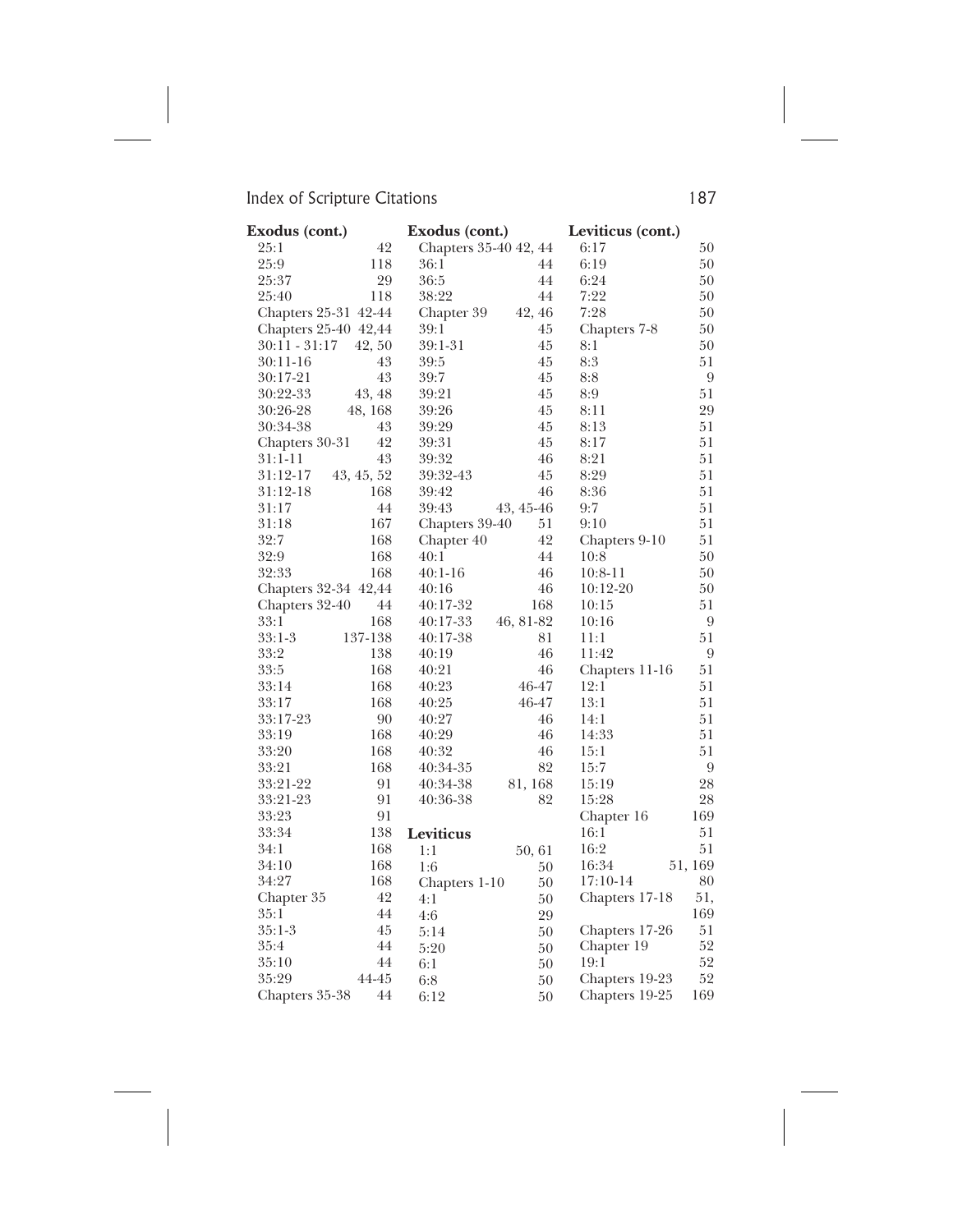**Exodus (cont.)**

| | |
|---|---|
| 25:1 | 42 |
| 25:9 | 118 |
| 25:37 | 29 |
| 25:40 | 118 |
| Chapters 25-31 | 42-44 |
| Chapters 25-40 | 42,44 |
| 30:11 - 31:17 | 42, 50 |
| 30:11-16 | 43 |
| 30:17-21 | 43 |
| 30:22-33 | 43, 48 |
| 30:26-28 | 48, 168 |
| 30:34-38 | 43 |
| Chapters 30-31 | 42 |
| 31:1-11 | 43 |
| 31:12-17 | 43, 45, 52 |
| 31:12-18 | 168 |
| 31:17 | 44 |
| 31:18 | 167 |
| 32:7 | 168 |
| 32:9 | 168 |
| 32:33 | 168 |
| Chapters 32-34 | 42,44 |
| Chapters 32-40 | 44 |
| 33:1 | 168 |
| 33:1-3 | 137-138 |
| 33:2 | 138 |
| 33:5 | 168 |
| 33:14 | 168 |
| 33:17 | 168 |
| 33:17-23 | 90 |
| 33:19 | 168 |
| 33:20 | 168 |
| 33:21 | 168 |
| 33:21-22 | 91 |
| 33:21-23 | 91 |
| 33:23 | 91 |
| 33:34 | 138 |
| 34:1 | 168 |
| 34:10 | 168 |
| 34:27 | 168 |
| Chapter 35 | 42 |
| 35:1 | 44 |
| 35:1-3 | 45 |
| 35:4 | 44 |
| 35:10 | 44 |
| 35:29 | 44-45 |
| Chapters 35-38 | 44 |

**Exodus (cont.)**

| | |
|---|---|
| Chapters 35-40 | 42, 44 |
| 36:1 | 44 |
| 36:5 | 44 |
| 38:22 | 44 |
| Chapter 39 | 42, 46 |
| 39:1 | 45 |
| 39:1-31 | 45 |
| 39:5 | 45 |
| 39:7 | 45 |
| 39:21 | 45 |
| 39:26 | 45 |
| 39:29 | 45 |
| 39:31 | 45 |
| 39:32 | 46 |
| 39:32-43 | 45 |
| 39:42 | 46 |
| 39:43 | 43, 45-46 |
| Chapters 39-40 | 51 |
| Chapter 40 | 42 |
| 40:1 | 44 |
| 40:1-16 | 46 |
| 40:16 | 46 |
| 40:17-32 | 168 |
| 40:17-33 | 46, 81-82 |
| 40:17-38 | 81 |
| 40:19 | 46 |
| 40:21 | 46 |
| 40:23 | 46-47 |
| 40:25 | 46-47 |
| 40:27 | 46 |
| 40:29 | 46 |
| 40:32 | 46 |
| 40:34-35 | 82 |
| 40:34-38 | 81, 168 |
| 40:36-38 | 82 |

**Leviticus**

| | |
|---|---|
| 1:1 | 50, 61 |
| 1:6 | 50 |
| Chapters 1-10 | 50 |
| 4:1 | 50 |
| 4:6 | 29 |
| 5:14 | 50 |
| 5:20 | 50 |
| 6:1 | 50 |
| 6:8 | 50 |
| 6:12 | 50 |

**Leviticus (cont.)**

| | |
|---|---|
| 6:17 | 50 |
| 6:19 | 50 |
| 6:24 | 50 |
| 7:22 | 50 |
| 7:28 | 50 |
| Chapters 7-8 | 50 |
| 8:1 | 50 |
| 8:3 | 51 |
| 8:8 | 9 |
| 8:9 | 51 |
| 8:11 | 29 |
| 8:13 | 51 |
| 8:17 | 51 |
| 8:21 | 51 |
| 8:29 | 51 |
| 8:36 | 51 |
| 9:7 | 51 |
| 9:10 | 51 |
| Chapters 9-10 | 51 |
| 10:8 | 50 |
| 10:8-11 | 50 |
| 10:12-20 | 50 |
| 10:15 | 51 |
| 10:16 | 9 |
| 11:1 | 51 |
| 11:42 | 9 |
| Chapters 11-16 | 51 |
| 12:1 | 51 |
| 13:1 | 51 |
| 14:1 | 51 |
| 14:33 | 51 |
| 15:1 | 51 |
| 15:7 | 9 |
| 15:19 | 28 |
| 15:28 | 28 |
| Chapter 16 | 169 |
| 16:1 | 51 |
| 16:2 | 51 |
| 16:34 | 51, 169 |
| 17:10-14 | 80 |
| Chapters 17-18 | 51, 169 |
| Chapters 17-26 | 51 |
| Chapter 19 | 52 |
| 19:1 | 52 |
| Chapters 19-23 | 52 |
| Chapters 19-25 | 169 |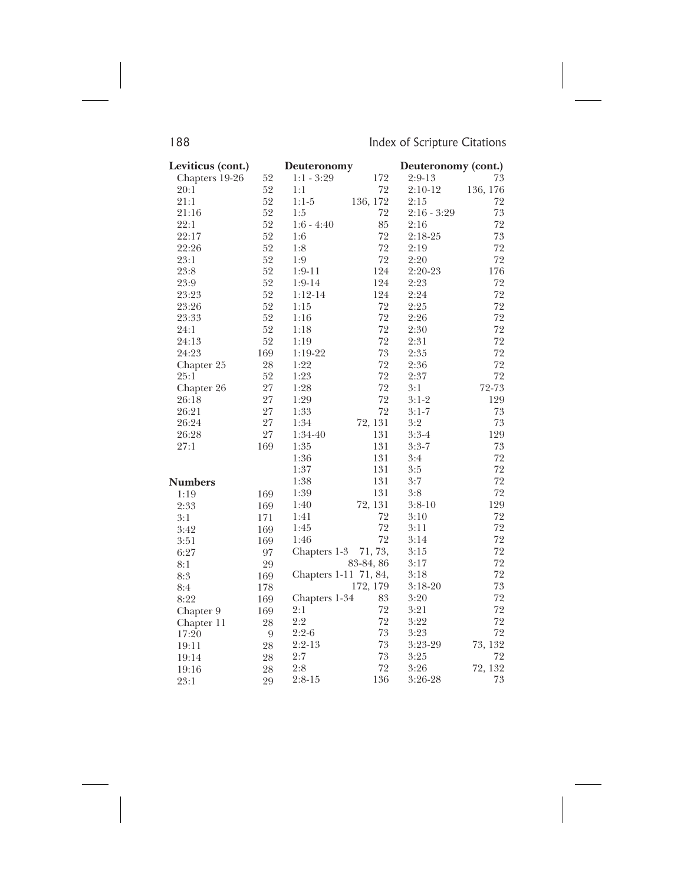**Leviticus (cont.)**

| | |
|---|---|
| Chapters 19-26 | 52 |
| 20:1 | 52 |
| 21:1 | 52 |
| 21:16 | 52 |
| 22:1 | 52 |
| 22:17 | 52 |
| 22:26 | 52 |
| 23:1 | 52 |
| 23:8 | 52 |
| 23:9 | 52 |
| 23:23 | 52 |
| 23:26 | 52 |
| 23:33 | 52 |
| 24:1 | 52 |
| 24:13 | 52 |
| 24:23 | 169 |
| Chapter 25 | 28 |
| 25:1 | 52 |
| Chapter 26 | 27 |
| 26:18 | 27 |
| 26:21 | 27 |
| 26:24 | 27 |
| 26:28 | 27 |
| 27:1 | 169 |

**Numbers**

| | |
|---|---|
| 1:19 | 169 |
| 2:33 | 169 |
| 3:1 | 171 |
| 3:42 | 169 |
| 3:51 | 169 |
| 6:27 | 97 |
| 8:1 | 29 |
| 8:3 | 169 |
| 8:4 | 178 |
| 8:22 | 169 |
| Chapter 9 | 169 |
| Chapter 11 | 28 |
| 17:20 | 9 |
| 19:11 | 28 |
| 19:14 | 28 |
| 19:16 | 28 |
| 23:1 | 29 |

**Deuteronomy**

| | |
|---|---|
| 1:1 - 3:29 | 172 |
| 1:1 | 72 |
| 1:1-5 | 136, 172 |
| 1:5 | 72 |
| 1:6 - 4:40 | 85 |
| 1:6 | 72 |
| 1:8 | 72 |
| 1:9 | 72 |
| 1:9-11 | 124 |
| 1:9-14 | 124 |
| 1:12-14 | 124 |
| 1:15 | 72 |
| 1:16 | 72 |
| 1:18 | 72 |
| 1:19 | 72 |
| 1:19-22 | 73 |
| 1:22 | 72 |
| 1:23 | 72 |
| 1:28 | 72 |
| 1:29 | 72 |
| 1:33 | 72 |
| 1:34 | 72, 131 |
| 1:34-40 | 131 |
| 1:35 | 131 |
| 1:36 | 131 |
| 1:37 | 131 |
| 1:38 | 131 |
| 1:39 | 131 |
| 1:40 | 72, 131 |
| 1:41 | 72 |
| 1:45 | 72 |
| 1:46 | 72 |
| Chapters 1-3 | 71, 73, 83-84, 86 |
| Chapters 1-11 | 71, 84, 172, 179 |
| Chapters 1-34 | 83 |
| 2:1 | 72 |
| 2:2 | 72 |
| 2:2-6 | 73 |
| 2:2-13 | 73 |
| 2:7 | 73 |
| 2:8 | 72 |
| 2:8-15 | 136 |

**Deuteronomy (cont.)**

| | |
|---|---|
| 2:9-13 | 73 |
| 2:10-12 | 136, 176 |
| 2:15 | 72 |
| 2:16 - 3:29 | 73 |
| 2:16 | 72 |
| 2:18-25 | 73 |
| 2:19 | 72 |
| 2:20 | 72 |
| 2:20-23 | 176 |
| 2:23 | 72 |
| 2:24 | 72 |
| 2:25 | 72 |
| 2:26 | 72 |
| 2:30 | 72 |
| 2:31 | 72 |
| 2:35 | 72 |
| 2:36 | 72 |
| 2:37 | 72 |
| 3:1 | 72-73 |
| 3:1-2 | 129 |
| 3:1-7 | 73 |
| 3:2 | 73 |
| 3:3-4 | 129 |
| 3:3-7 | 73 |
| 3:4 | 72 |
| 3:5 | 72 |
| 3:7 | 72 |
| 3:8 | 72 |
| 3:8-10 | 129 |
| 3:10 | 72 |
| 3:11 | 72 |
| 3:14 | 72 |
| 3:15 | 72 |
| 3:17 | 72 |
| 3:18 | 72 |
| 3:18-20 | 73 |
| 3:20 | 72 |
| 3:21 | 72 |
| 3:22 | 72 |
| 3:23 | 72 |
| 3:23-29 | 73, 132 |
| 3:25 | 72 |
| 3:26 | 72, 132 |
| 3:26-28 | 73 |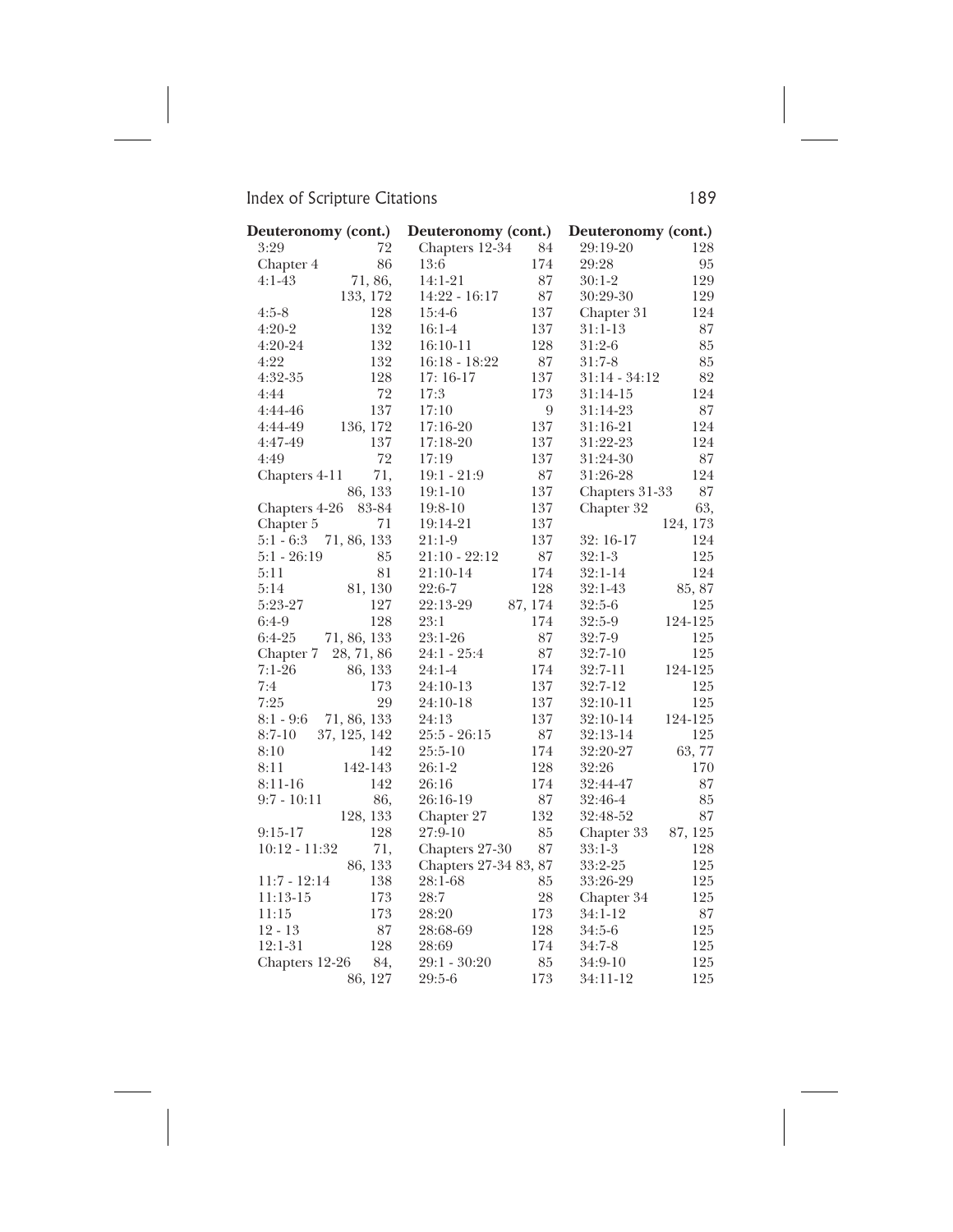**Deuteronomy (cont.)**

- 3:29 72
- Chapter 4 86
- 4:1-43 71, 86, 133, 172
- 4:5-8 128
- 4:20-2 132
- 4:20-24 132
- 4:22 132
- 4:32-35 128
- 4:44 72
- 4:44-46 137
- 4:44-49 136, 172
- 4:47-49 137
- 4:49 72
- Chapters 4-11 71, 86, 133
- Chapters 4-26 83-84
- Chapter 5 71
- 5:1 - 6:3 71, 86, 133
- 5:1 - 26:19 85
- 5:11 81
- 5:14 81, 130
- 5:23-27 127
- 6:4-9 128
- 6:4-25 71, 86, 133
- Chapter 7 28, 71, 86
- 7:1-26 86, 133
- 7:4 173
- 7:25 29
- 8:1 - 9:6 71, 86, 133
- 8:7-10 37, 125, 142
- 8:10 142
- 8:11 142-143
- 8:11-16 142
- 9:7 - 10:11 86, 128, 133
- 9:15-17 128
- 10:12 - 11:32 71, 86, 133
- 11:7 - 12:14 138
- 11:13-15 173
- 11:15 173
- 12 - 13 87
- 12:1-31 128
- Chapters 12-26 84, 86, 127

**Deuteronomy (cont.)**

- Chapters 12-34 84
- 13:6 174
- 14:1-21 87
- 14:22 - 16:17 87
- 15:4-6 137
- 16:1-4 137
- 16:10-11 128
- 16:18 - 18:22 87
- 17: 16-17 137
- 17:3 173
- 17:10 9
- 17:16-20 137
- 17:18-20 137
- 17:19 137
- 19:1 - 21:9 87
- 19:1-10 137
- 19:8-10 137
- 19:14-21 137
- 21:1-9 137
- 21:10 - 22:12 87
- 21:10-14 174
- 22:6-7 128
- 22:13-29 87, 174
- 23:1 174
- 23:1-26 87
- 24:1 - 25:4 87
- 24:1-4 174
- 24:10-13 137
- 24:10-18 137
- 24:13 137
- 25:5 - 26:15 87
- 25:5-10 174
- 26:1-2 128
- 26:16 174
- 26:16-19 87
- Chapter 27 132
- 27:9-10 85
- Chapters 27-30 87
- Chapters 27-34 83, 87
- 28:1-68 85
- 28:7 28
- 28:20 173
- 28:68-69 128
- 28:69 174
- 29:1 - 30:20 85
- 29:5-6 173

**Deuteronomy (cont.)**

- 29:19-20 128
- 29:28 95
- 30:1-2 129
- 30:29-30 129
- Chapter 31 124
- 31:1-13 87
- 31:2-6 85
- 31:7-8 85
- 31:14 - 34:12 82
- 31:14-15 124
- 31:14-23 87
- 31:16-21 124
- 31:22-23 124
- 31:24-30 87
- 31:26-28 124
- Chapters 31-33 87
- Chapter 32 63, 124, 173
- 32: 16-17 124
- 32:1-3 125
- 32:1-14 124
- 32:1-43 85, 87
- 32:5-6 125
- 32:5-9 124-125
- 32:7-9 125
- 32:7-10 125
- 32:7-11 124-125
- 32:7-12 125
- 32:10-11 125
- 32:10-14 124-125
- 32:13-14 125
- 32:20-27 63, 77
- 32:26 170
- 32:44-47 87
- 32:46-4 85
- 32:48-52 87
- Chapter 33 87, 125
- 33:1-3 128
- 33:2-25 125
- 33:26-29 125
- Chapter 34 125
- 34:1-12 87
- 34:5-6 125
- 34:7-8 125
- 34:9-10 125
- 34:11-12 125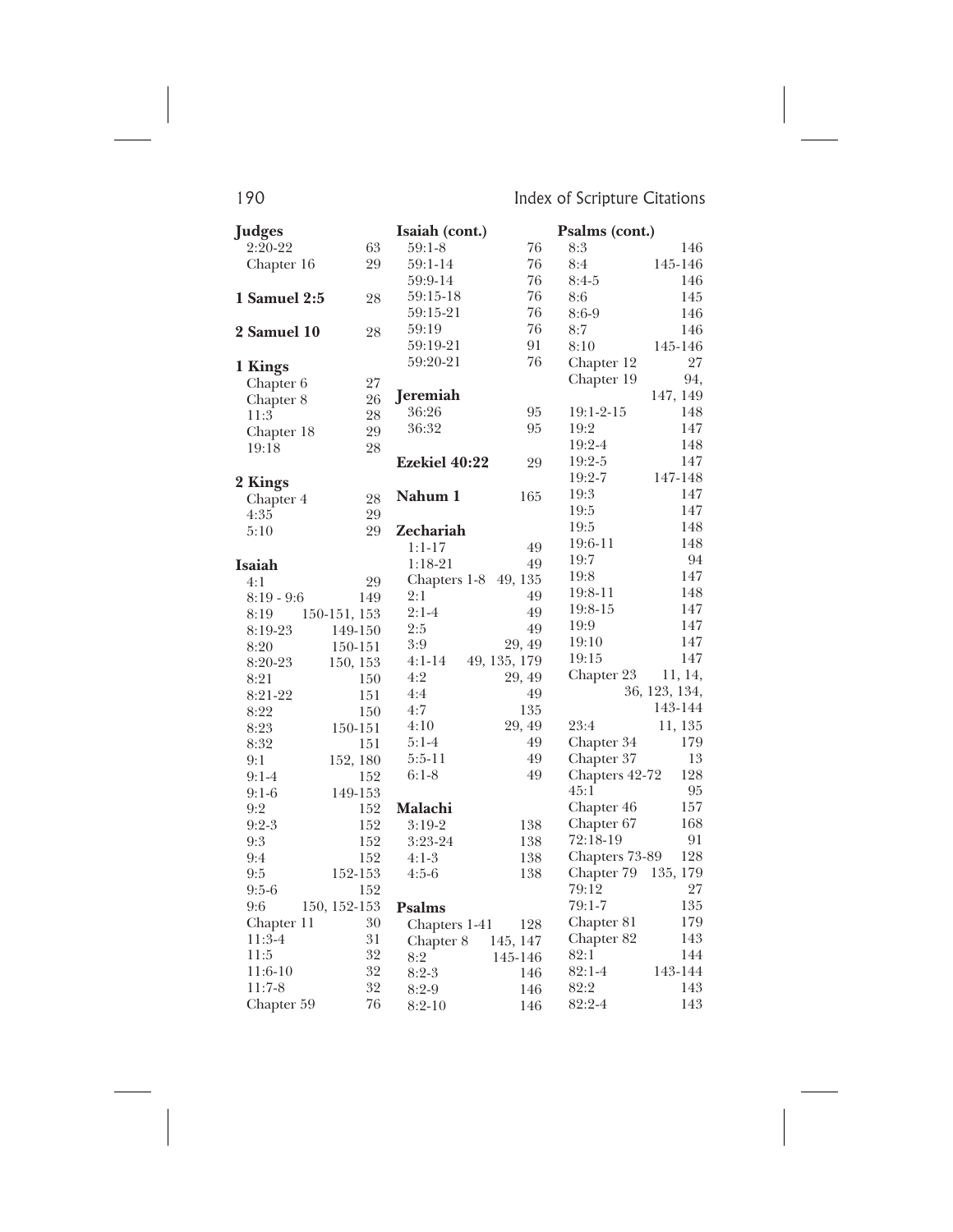## Index of Scripture Citations

**Judges**
- 2:20-22 — 63
- Chapter 16 — 29

**1 Samuel 2:5** — 28

**2 Samuel 10** — 28

**1 Kings**
- Chapter 6 — 27
- Chapter 8 — 26
- 11:3 — 28
- Chapter 18 — 29
- 19:18 — 28

**2 Kings**
- Chapter 4 — 28
- 4:35 — 29
- 5:10 — 29

**Isaiah**
- 4:1 — 29
- 8:19 - 9:6 — 149
- 8:19 — 150-151, 153
- 8:19-23 — 149-150
- 8:20 — 150-151
- 8:20-23 — 150, 153
- 8:21 — 150
- 8:21-22 — 151
- 8:22 — 150
- 8:23 — 150-151
- 8:32 — 151
- 9:1 — 152, 180
- 9:1-4 — 152
- 9:1-6 — 149-153
- 9:2 — 152
- 9:2-3 — 152
- 9:3 — 152
- 9:4 — 152
- 9:5 — 152-153
- 9:5-6 — 152
- 9:6 — 150, 152-153
- Chapter 11 — 30
- 11:3-4 — 31
- 11:5 — 32
- 11:6-10 — 32
- 11:7-8 — 32
- Chapter 59 — 76

**Isaiah (cont.)**
- 59:1-8 — 76
- 59:1-14 — 76
- 59:9-14 — 76
- 59:15-18 — 76
- 59:15-21 — 76
- 59:19 — 76
- 59:19-21 — 91
- 59:20-21 — 76

**Jeremiah**
- 36:26 — 95
- 36:32 — 95

**Ezekiel 40:22** — 29

**Nahum 1** — 165

**Zechariah**
- 1:1-17 — 49
- 1:18-21 — 49
- Chapters 1-8 — 49, 135
- 2:1 — 49
- 2:1-4 — 49
- 2:5 — 49
- 3:9 — 29, 49
- 4:1-14 — 49, 135, 179
- 4:2 — 29, 49
- 4:4 — 49
- 4:7 — 135
- 4:10 — 29, 49
- 5:1-4 — 49
- 5:5-11 — 49
- 6:1-8 — 49

**Malachi**
- 3:19-2 — 138
- 3:23-24 — 138
- 4:1-3 — 138
- 4:5-6 — 138

**Psalms**
- Chapters 1-41 — 128
- Chapter 8 — 145, 147
- 8:2 — 145-146
- 8:2-3 — 146
- 8:2-9 — 146
- 8:2-10 — 146

**Psalms (cont.)**
- 8:3 — 146
- 8:4 — 145-146
- 8:4-5 — 146
- 8:6 — 145
- 8:6-9 — 146
- 8:7 — 146
- 8:10 — 145-146
- Chapter 12 — 27
- Chapter 19 — 94, 147, 149
- 19:1-2-15 — 148
- 19:2 — 147
- 19:2-4 — 148
- 19:2-5 — 147
- 19:2-7 — 147-148
- 19:3 — 147
- 19:5 — 147
- 19:5 — 148
- 19:6-11 — 148
- 19:7 — 94
- 19:8 — 147
- 19:8-11 — 148
- 19:8-15 — 147
- 19:9 — 147
- 19:10 — 147
- 19:15 — 147
- Chapter 23 — 11, 14, 36, 123, 134, 143-144
- 23:4 — 11, 135
- Chapter 34 — 179
- Chapter 37 — 13
- Chapters 42-72 — 128
- 45:1 — 95
- Chapter 46 — 157
- Chapter 67 — 168
- 72:18-19 — 91
- Chapters 73-89 — 128
- Chapter 79 — 135, 179
- 79:12 — 27
- 79:1-7 — 135
- Chapter 81 — 179
- Chapter 82 — 143
- 82:1 — 144
- 82:1-4 — 143-144
- 82:2 — 143
- 82:2-4 — 143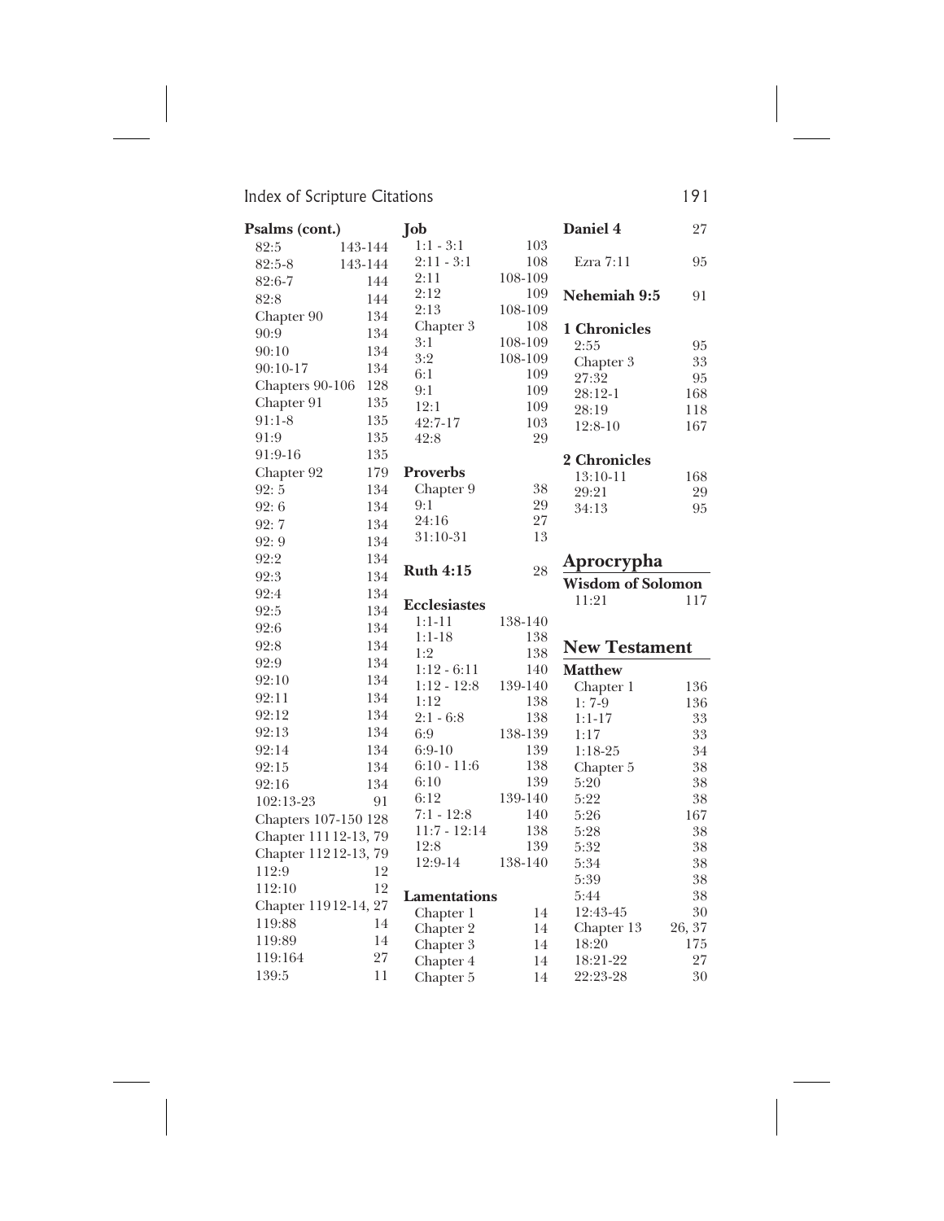**Psalms (cont.)**

82:5 143-144
82:5-8 143-144
82:6-7 144
82:8 144
Chapter 90 134
90:9 134
90:10 134
90:10-17 134
Chapters 90-106 128
Chapter 91 135
91:1-8 135
91:9 135
91:9-16 135
Chapter 92 179
92: 5 134
92: 6 134
92: 7 134
92: 9 134
92:2 134
92:3 134
92:4 134
92:5 134
92:6 134
92:8 134
92:9 134
92:10 134
92:11 134
92:12 134
92:13 134
92:14 134
92:15 134
92:16 134
102:13-23 91
Chapters 107-150 128
Chapter 111 12-13, 79
Chapter 112 12-13, 79
112:9 12
112:10 12
Chapter 119 12-14, 27
119:88 14
119:89 14
119:164 27
139:5 11

**Job**

1:1 - 3:1 103
2:11 - 3:1 108
2:11 108-109
2:12 109
2:13 108-109
Chapter 3 108
3:1 108-109
3:2 108-109
6:1 109
9:1 109
12:1 109
42:7-17 103
42:8 29

**Proverbs**

Chapter 9 38
9:1 29
24:16 27
31:10-31 13

**Ruth 4:15** 28

**Ecclesiastes**

1:1-11 138-140
1:1-18 138
1:2 138
1:12 - 6:11 140
1:12 - 12:8 139-140
1:12 138
2:1 - 6:8 138
6:9 138-139
6:9-10 139
6:10 - 11:6 138
6:10 139
6:12 139-140
7:1 - 12:8 140
11:7 - 12:14 138
12:8 139
12:9-14 138-140

**Lamentations**

Chapter 1 14
Chapter 2 14
Chapter 3 14
Chapter 4 14
Chapter 5 14

**Daniel 4** 27

Ezra 7:11 95

**Nehemiah 9:5** 91

**1 Chronicles**

2:55 95
Chapter 3 33
27:32 95
28:12-1 168
28:19 118
12:8-10 167

**2 Chronicles**

13:10-11 168
29:21 29
34:13 95

## Aprocrypha

**Wisdom of Solomon**

11:21 117

## New Testament

**Matthew**

Chapter 1 136
1: 7-9 136
1:1-17 33
1:17 33
1:18-25 34
Chapter 5 38
5:20 38
5:22 38
5:26 167
5:28 38
5:32 38
5:34 38
5:39 38
5:44 38
12:43-45 30
Chapter 13 26, 37
18:20 175
18:21-22 27
22:23-28 30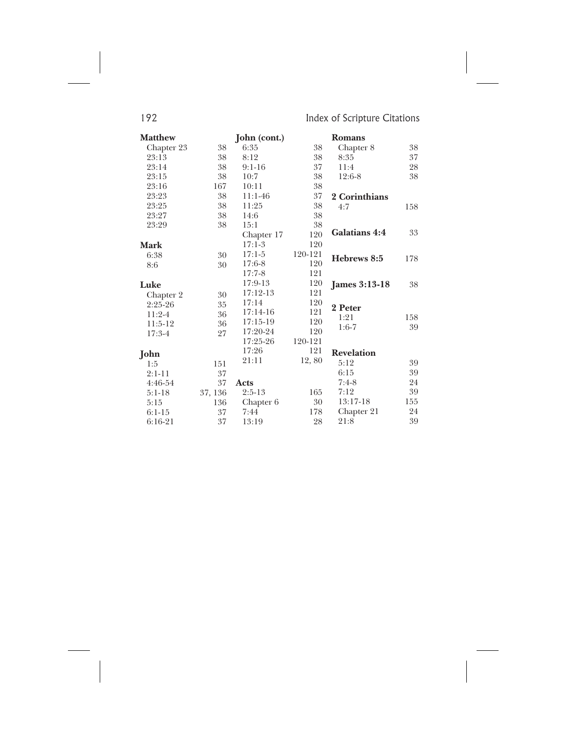## Index of Scripture Citations

**Matthew**

| | |
|---|---|
| Chapter 23 | 38 |
| 23:13 | 38 |
| 23:14 | 38 |
| 23:15 | 38 |
| 23:16 | 167 |
| 23:23 | 38 |
| 23:25 | 38 |
| 23:27 | 38 |
| 23:29 | 38 |

**Mark**

| | |
|---|---|
| 6:38 | 30 |
| 8:6 | 30 |

**Luke**

| | |
|---|---|
| Chapter 2 | 30 |
| 2:25-26 | 35 |
| 11:2-4 | 36 |
| 11:5-12 | 36 |
| 17:3-4 | 27 |

**John**

| | |
|---|---|
| 1:5 | 151 |
| 2:1-11 | 37 |
| 4:46-54 | 37 |
| 5:1-18 | 37, 136 |
| 5:15 | 136 |
| 6:1-15 | 37 |
| 6:16-21 | 37 |

**John (cont.)**

| | |
|---|---|
| 6:35 | 38 |
| 8:12 | 38 |
| 9:1-16 | 37 |
| 10:7 | 38 |
| 10:11 | 38 |
| 11:1-46 | 37 |
| 11:25 | 38 |
| 14:6 | 38 |
| 15:1 | 38 |
| Chapter 17 | 120 |
| 17:1-3 | 120 |
| 17:1-5 | 120-121 |
| 17:6-8 | 120 |
| 17:7-8 | 121 |
| 17:9-13 | 120 |
| 17:12-13 | 121 |
| 17:14 | 120 |
| 17:14-16 | 121 |
| 17:15-19 | 120 |
| 17:20-24 | 120 |
| 17:25-26 | 120-121 |
| 17:26 | 121 |
| 21:11 | 12, 80 |

**Acts**

| | |
|---|---|
| 2:5-13 | 165 |
| Chapter 6 | 30 |
| 7:44 | 178 |
| 13:19 | 28 |

**Romans**

| | |
|---|---|
| Chapter 8 | 38 |
| 8:35 | 37 |
| 11:4 | 28 |
| 12:6-8 | 38 |

**2 Corinthians**

| | |
|---|---|
| 4:7 | 158 |

**Galatians 4:4** 33

**Hebrews 8:5** 178

**James 3:13-18** 38

**2 Peter**

| | |
|---|---|
| 1:21 | 158 |
| 1:6-7 | 39 |

**Revelation**

| | |
|---|---|
| 5:12 | 39 |
| 6:15 | 39 |
| 7:4-8 | 24 |
| 7:12 | 39 |
| 13:17-18 | 155 |
| Chapter 21 | 24 |
| 21:8 | 39 |